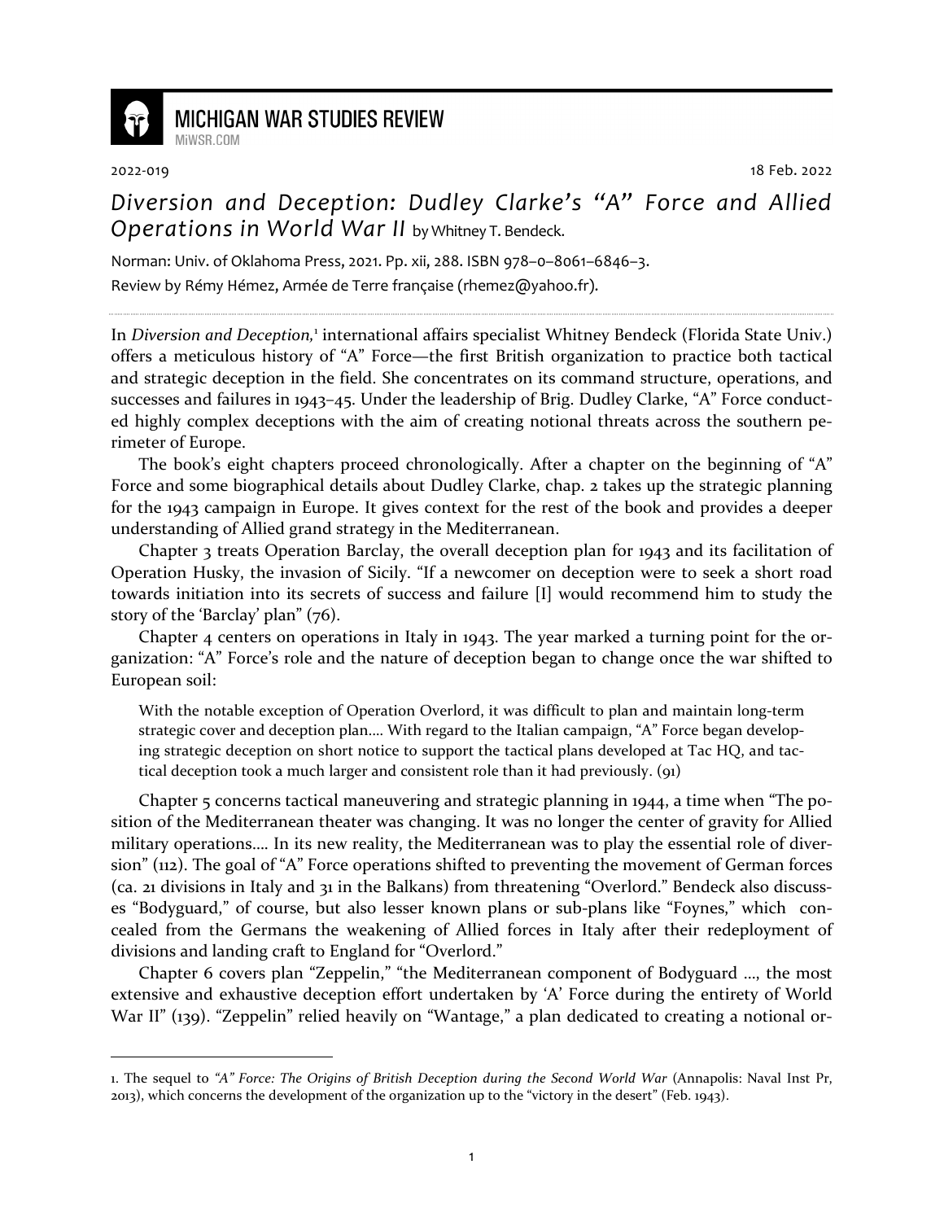MICHIGAN WAR STUDIES REVIEW
MiWSR.COM

2022-019 18 Feb. 2022

# *Diversion and Deception: Dudley Clarke's "A" Force and Allied Operations in World War II* by Whitney T. Bendeck.

Norman: Univ. of Oklahoma Press, 2021. Pp. xii, 288. ISBN 978–0–8061–6846–3.

Review by Rémy Hémez, Armée de Terre française (rhemez@yahoo.fr).

---

In *Diversion and Deception*,[1] international affairs specialist Whitney Bendeck (Florida State Univ.) offers a meticulous history of "A" Force—the first British organization to practice both tactical and strategic deception in the field. She concentrates on its command structure, operations, and successes and failures in 1943–45. Under the leadership of Brig. Dudley Clarke, "A" Force conducted highly complex deceptions with the aim of creating notional threats across the southern perimeter of Europe.

The book's eight chapters proceed chronologically. After a chapter on the beginning of "A" Force and some biographical details about Dudley Clarke, chap. 2 takes up the strategic planning for the 1943 campaign in Europe. It gives context for the rest of the book and provides a deeper understanding of Allied grand strategy in the Mediterranean.

Chapter 3 treats Operation Barclay, the overall deception plan for 1943 and its facilitation of Operation Husky, the invasion of Sicily. "If a newcomer on deception were to seek a short road towards initiation into its secrets of success and failure [I] would recommend him to study the story of the 'Barclay' plan" (76).

Chapter 4 centers on operations in Italy in 1943. The year marked a turning point for the organization: "A" Force's role and the nature of deception began to change once the war shifted to European soil:

> With the notable exception of Operation Overlord, it was difficult to plan and maintain long-term strategic cover and deception plan.... With regard to the Italian campaign, "A" Force began developing strategic deception on short notice to support the tactical plans developed at Tac HQ, and tactical deception took a much larger and consistent role than it had previously. (91)

Chapter 5 concerns tactical maneuvering and strategic planning in 1944, a time when "The position of the Mediterranean theater was changing. It was no longer the center of gravity for Allied military operations.... In its new reality, the Mediterranean was to play the essential role of diversion" (112). The goal of "A" Force operations shifted to preventing the movement of German forces (ca. 21 divisions in Italy and 31 in the Balkans) from threatening "Overlord." Bendeck also discusses "Bodyguard," of course, but also lesser known plans or sub-plans like "Foynes," which concealed from the Germans the weakening of Allied forces in Italy after their redeployment of divisions and landing craft to England for "Overlord."

Chapter 6 covers plan "Zeppelin," "the Mediterranean component of Bodyguard ..., the most extensive and exhaustive deception effort undertaken by 'A' Force during the entirety of World War II" (139). "Zeppelin" relied heavily on "Wantage," a plan dedicated to creating a notional or-

---

1. The sequel to *"A" Force: The Origins of British Deception during the Second World War* (Annapolis: Naval Inst Pr, 2013), which concerns the development of the organization up to the "victory in the desert" (Feb. 1943).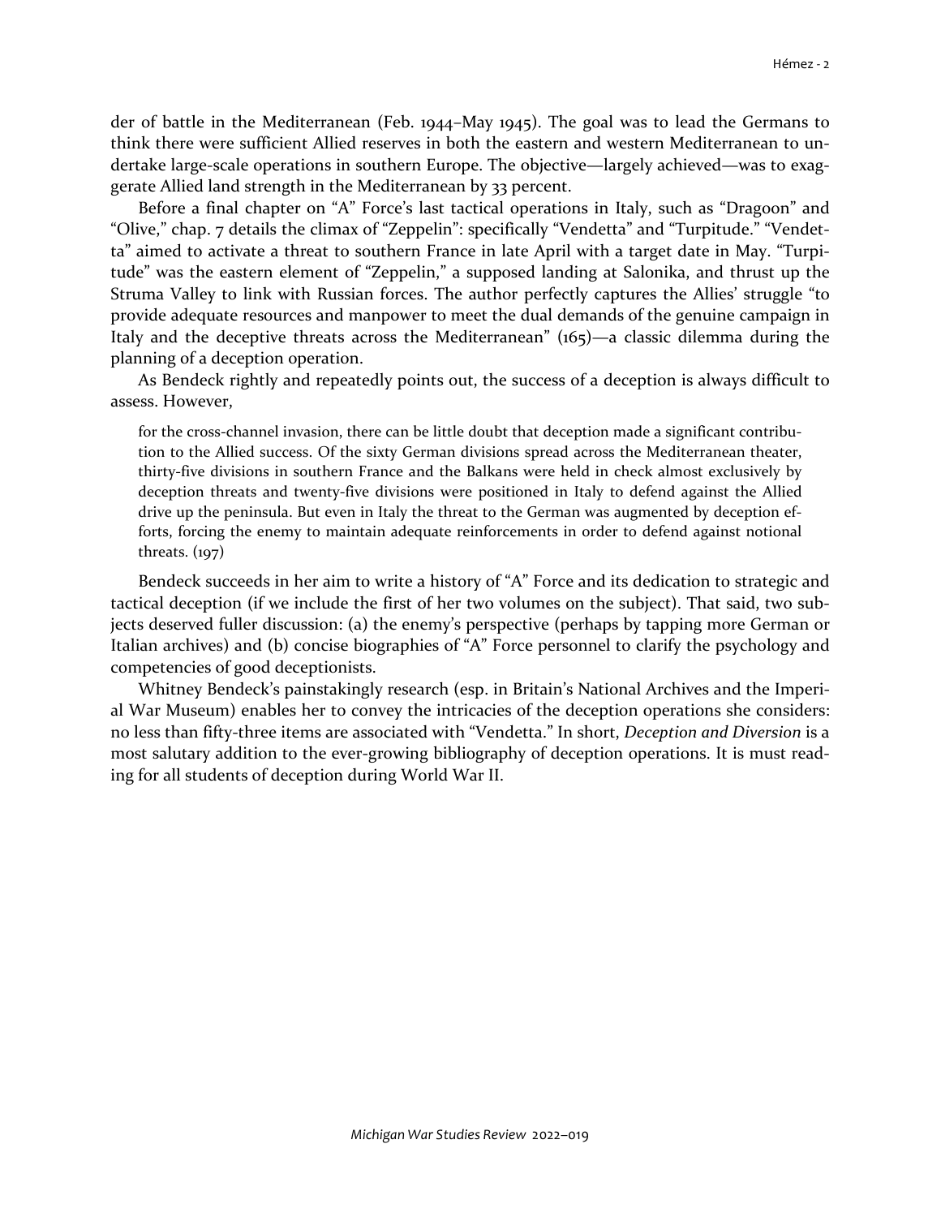der of battle in the Mediterranean (Feb. 1944–May 1945). The goal was to lead the Germans to think there were sufficient Allied reserves in both the eastern and western Mediterranean to undertake large-scale operations in southern Europe. The objective—largely achieved—was to exaggerate Allied land strength in the Mediterranean by 33 percent.

Before a final chapter on "A" Force's last tactical operations in Italy, such as "Dragoon" and "Olive," chap. 7 details the climax of "Zeppelin": specifically "Vendetta" and "Turpitude." "Vendetta" aimed to activate a threat to southern France in late April with a target date in May. "Turpitude" was the eastern element of "Zeppelin," a supposed landing at Salonika, and thrust up the Struma Valley to link with Russian forces. The author perfectly captures the Allies' struggle "to provide adequate resources and manpower to meet the dual demands of the genuine campaign in Italy and the deceptive threats across the Mediterranean" (165)—a classic dilemma during the planning of a deception operation.

As Bendeck rightly and repeatedly points out, the success of a deception is always difficult to assess. However,

> for the cross-channel invasion, there can be little doubt that deception made a significant contribution to the Allied success. Of the sixty German divisions spread across the Mediterranean theater, thirty-five divisions in southern France and the Balkans were held in check almost exclusively by deception threats and twenty-five divisions were positioned in Italy to defend against the Allied drive up the peninsula. But even in Italy the threat to the German was augmented by deception efforts, forcing the enemy to maintain adequate reinforcements in order to defend against notional threats. (197)

Bendeck succeeds in her aim to write a history of "A" Force and its dedication to strategic and tactical deception (if we include the first of her two volumes on the subject). That said, two subjects deserved fuller discussion: (a) the enemy's perspective (perhaps by tapping more German or Italian archives) and (b) concise biographies of "A" Force personnel to clarify the psychology and competencies of good deceptionists.

Whitney Bendeck's painstakingly research (esp. in Britain's National Archives and the Imperial War Museum) enables her to convey the intricacies of the deception operations she considers: no less than fifty-three items are associated with "Vendetta." In short, *Deception and Diversion* is a most salutary addition to the ever-growing bibliography of deception operations. It is must reading for all students of deception during World War II.